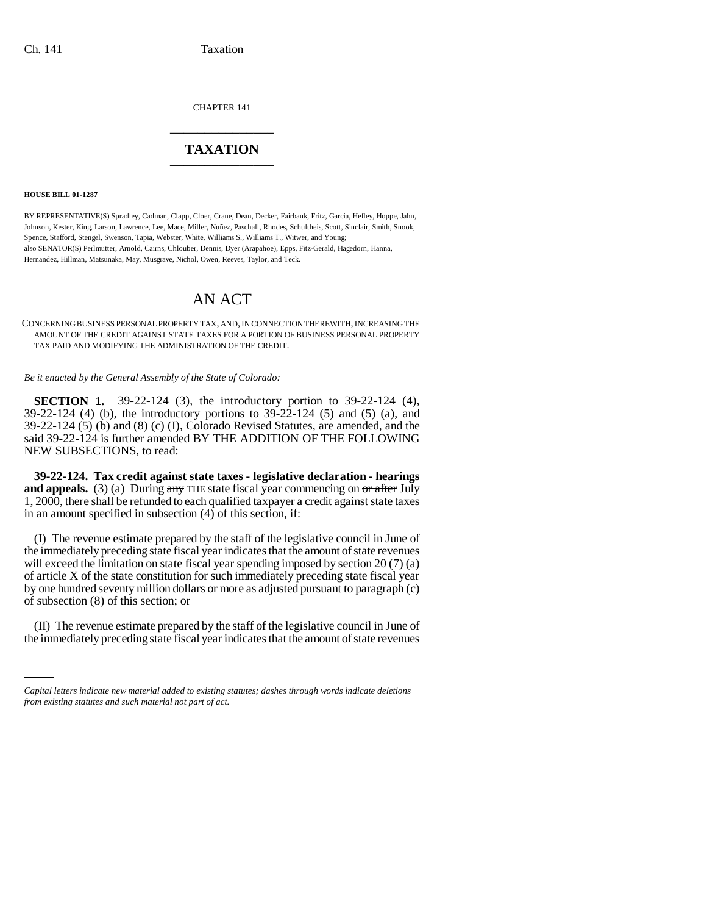CHAPTER 141

# TAXATION

**HOUSE BILL 01-1287**

BY REPRESENTATIVE(S) Spradley, Cadman, Clapp, Cloer, Crane, Dean, Decker, Fairbank, Fritz, Garcia, Hefley, Hoppe, Jahn, Johnson, Kester, King, Larson, Lawrence, Lee, Mace, Miller, Nuñez, Paschall, Rhodes, Schultheis, Scott, Sinclair, Smith, Snook, Spence, Stafford, Stengel, Swenson, Tapia, Webster, White, Williams S., Williams T., Witwer, and Young;
also SENATOR(S) Perlmutter, Arnold, Cairns, Chlouber, Dennis, Dyer (Arapahoe), Epps, Fitz-Gerald, Hagedorn, Hanna, Hernandez, Hillman, Matsunaka, May, Musgrave, Nichol, Owen, Reeves, Taylor, and Teck.

# AN ACT

CONCERNING BUSINESS PERSONAL PROPERTY TAX, AND, IN CONNECTION THEREWITH, INCREASING THE AMOUNT OF THE CREDIT AGAINST STATE TAXES FOR A PORTION OF BUSINESS PERSONAL PROPERTY TAX PAID AND MODIFYING THE ADMINISTRATION OF THE CREDIT.

*Be it enacted by the General Assembly of the State of Colorado:*

**SECTION 1.** 39-22-124 (3), the introductory portion to 39-22-124 (4), 39-22-124 (4) (b), the introductory portions to 39-22-124 (5) and (5) (a), and 39-22-124 (5) (b) and (8) (c) (I), Colorado Revised Statutes, are amended, and the said 39-22-124 is further amended BY THE ADDITION OF THE FOLLOWING NEW SUBSECTIONS, to read:

**39-22-124. Tax credit against state taxes - legislative declaration - hearings and appeals.** (3) (a) During ~~any~~ THE state fiscal year commencing on ~~or after~~ July 1, 2000, there shall be refunded to each qualified taxpayer a credit against state taxes in an amount specified in subsection (4) of this section, if:

(I) The revenue estimate prepared by the staff of the legislative council in June of the immediately preceding state fiscal year indicates that the amount of state revenues will exceed the limitation on state fiscal year spending imposed by section 20 (7) (a) of article X of the state constitution for such immediately preceding state fiscal year by one hundred seventy million dollars or more as adjusted pursuant to paragraph (c) of subsection (8) of this section; or

(II) The revenue estimate prepared by the staff of the legislative council in June of the immediately preceding state fiscal year indicates that the amount of state revenues

*Capital letters indicate new material added to existing statutes; dashes through words indicate deletions from existing statutes and such material not part of act.*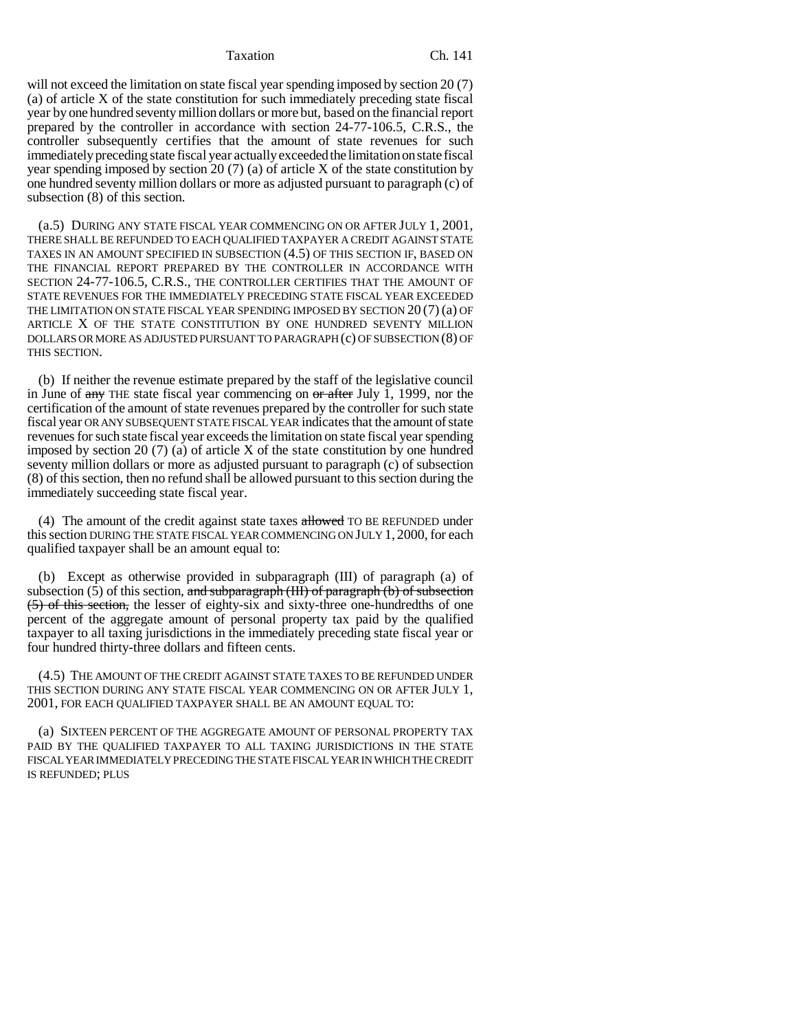will not exceed the limitation on state fiscal year spending imposed by section 20 (7) (a) of article X of the state constitution for such immediately preceding state fiscal year by one hundred seventy million dollars or more but, based on the financial report prepared by the controller in accordance with section 24-77-106.5, C.R.S., the controller subsequently certifies that the amount of state revenues for such immediately preceding state fiscal year actually exceeded the limitation on state fiscal year spending imposed by section 20 (7) (a) of article X of the state constitution by one hundred seventy million dollars or more as adjusted pursuant to paragraph (c) of subsection (8) of this section.

(a.5) DURING ANY STATE FISCAL YEAR COMMENCING ON OR AFTER JULY 1, 2001, THERE SHALL BE REFUNDED TO EACH QUALIFIED TAXPAYER A CREDIT AGAINST STATE TAXES IN AN AMOUNT SPECIFIED IN SUBSECTION (4.5) OF THIS SECTION IF, BASED ON THE FINANCIAL REPORT PREPARED BY THE CONTROLLER IN ACCORDANCE WITH SECTION 24-77-106.5, C.R.S., THE CONTROLLER CERTIFIES THAT THE AMOUNT OF STATE REVENUES FOR THE IMMEDIATELY PRECEDING STATE FISCAL YEAR EXCEEDED THE LIMITATION ON STATE FISCAL YEAR SPENDING IMPOSED BY SECTION 20 (7) (a) OF ARTICLE X OF THE STATE CONSTITUTION BY ONE HUNDRED SEVENTY MILLION DOLLARS OR MORE AS ADJUSTED PURSUANT TO PARAGRAPH (c) OF SUBSECTION (8) OF THIS SECTION.

(b) If neither the revenue estimate prepared by the staff of the legislative council in June of ~~any~~ THE state fiscal year commencing on ~~or after~~ July 1, 1999, nor the certification of the amount of state revenues prepared by the controller for such state fiscal year OR ANY SUBSEQUENT STATE FISCAL YEAR indicates that the amount of state revenues for such state fiscal year exceeds the limitation on state fiscal year spending imposed by section 20 (7) (a) of article X of the state constitution by one hundred seventy million dollars or more as adjusted pursuant to paragraph (c) of subsection (8) of this section, then no refund shall be allowed pursuant to this section during the immediately succeeding state fiscal year.

(4) The amount of the credit against state taxes ~~allowed~~ TO BE REFUNDED under this section DURING THE STATE FISCAL YEAR COMMENCING ON JULY 1, 2000, for each qualified taxpayer shall be an amount equal to:

(b) Except as otherwise provided in subparagraph (III) of paragraph (a) of subsection (5) of this section, ~~and subparagraph (III) of paragraph (b) of subsection (5) of this section,~~ the lesser of eighty-six and sixty-three one-hundredths of one percent of the aggregate amount of personal property tax paid by the qualified taxpayer to all taxing jurisdictions in the immediately preceding state fiscal year or four hundred thirty-three dollars and fifteen cents.

(4.5) THE AMOUNT OF THE CREDIT AGAINST STATE TAXES TO BE REFUNDED UNDER THIS SECTION DURING ANY STATE FISCAL YEAR COMMENCING ON OR AFTER JULY 1, 2001, FOR EACH QUALIFIED TAXPAYER SHALL BE AN AMOUNT EQUAL TO:

(a) SIXTEEN PERCENT OF THE AGGREGATE AMOUNT OF PERSONAL PROPERTY TAX PAID BY THE QUALIFIED TAXPAYER TO ALL TAXING JURISDICTIONS IN THE STATE FISCAL YEAR IMMEDIATELY PRECEDING THE STATE FISCAL YEAR IN WHICH THE CREDIT IS REFUNDED; PLUS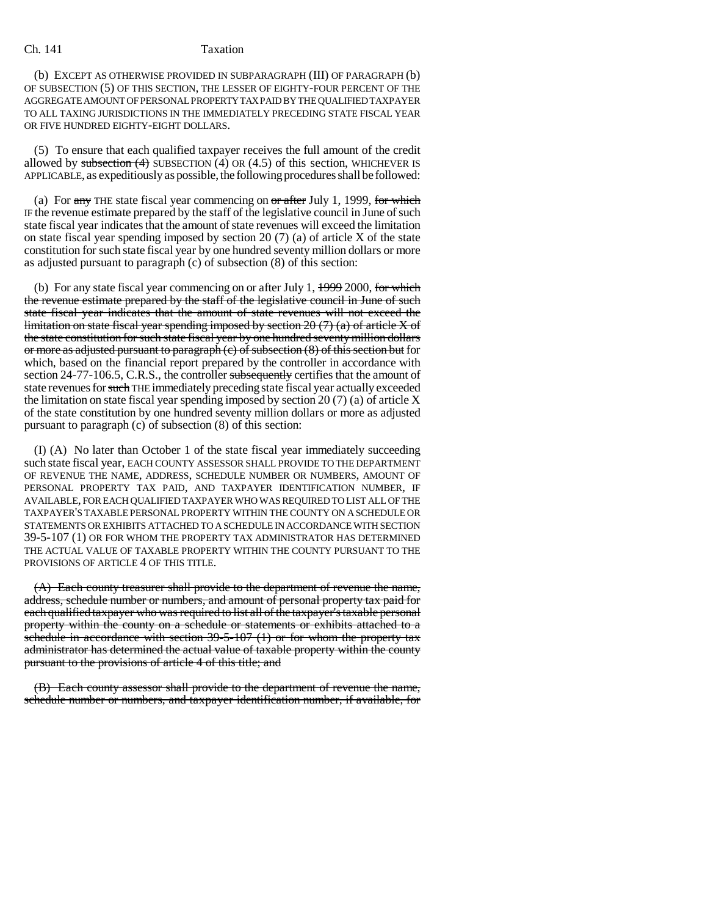(b) EXCEPT AS OTHERWISE PROVIDED IN SUBPARAGRAPH (III) OF PARAGRAPH (b) OF SUBSECTION (5) OF THIS SECTION, THE LESSER OF EIGHTY-FOUR PERCENT OF THE AGGREGATE AMOUNT OF PERSONAL PROPERTY TAX PAID BY THE QUALIFIED TAXPAYER TO ALL TAXING JURISDICTIONS IN THE IMMEDIATELY PRECEDING STATE FISCAL YEAR OR FIVE HUNDRED EIGHTY-EIGHT DOLLARS.

(5) To ensure that each qualified taxpayer receives the full amount of the credit allowed by ~~subsection (4)~~ SUBSECTION (4) OR (4.5) of this section, WHICHEVER IS APPLICABLE, as expeditiously as possible, the following procedures shall be followed:

(a) For ~~any~~ THE state fiscal year commencing on ~~or after~~ July 1, 1999, ~~for which~~ IF the revenue estimate prepared by the staff of the legislative council in June of such state fiscal year indicates that the amount of state revenues will exceed the limitation on state fiscal year spending imposed by section 20 (7) (a) of article X of the state constitution for such state fiscal year by one hundred seventy million dollars or more as adjusted pursuant to paragraph (c) of subsection (8) of this section:

(b) For any state fiscal year commencing on or after July 1, ~~1999~~ 2000, ~~for which the revenue estimate prepared by the staff of the legislative council in June of such state fiscal year indicates that the amount of state revenues will not exceed the limitation on state fiscal year spending imposed by section 20 (7) (a) of article X of the state constitution for such state fiscal year by one hundred seventy million dollars or more as adjusted pursuant to paragraph (c) of subsection (8) of this section but~~ for which, based on the financial report prepared by the controller in accordance with section 24-77-106.5, C.R.S., the controller ~~subsequently~~ certifies that the amount of state revenues for ~~such~~ THE immediately preceding state fiscal year actually exceeded the limitation on state fiscal year spending imposed by section 20 (7) (a) of article X of the state constitution by one hundred seventy million dollars or more as adjusted pursuant to paragraph (c) of subsection (8) of this section:

(I) (A) No later than October 1 of the state fiscal year immediately succeeding such state fiscal year, EACH COUNTY ASSESSOR SHALL PROVIDE TO THE DEPARTMENT OF REVENUE THE NAME, ADDRESS, SCHEDULE NUMBER OR NUMBERS, AMOUNT OF PERSONAL PROPERTY TAX PAID, AND TAXPAYER IDENTIFICATION NUMBER, IF AVAILABLE, FOR EACH QUALIFIED TAXPAYER WHO WAS REQUIRED TO LIST ALL OF THE TAXPAYER'S TAXABLE PERSONAL PROPERTY WITHIN THE COUNTY ON A SCHEDULE OR STATEMENTS OR EXHIBITS ATTACHED TO A SCHEDULE IN ACCORDANCE WITH SECTION 39-5-107 (1) OR FOR WHOM THE PROPERTY TAX ADMINISTRATOR HAS DETERMINED THE ACTUAL VALUE OF TAXABLE PROPERTY WITHIN THE COUNTY PURSUANT TO THE PROVISIONS OF ARTICLE 4 OF THIS TITLE.

~~(A) Each county treasurer shall provide to the department of revenue the name, address, schedule number or numbers, and amount of personal property tax paid for each qualified taxpayer who was required to list all of the taxpayer's taxable personal property within the county on a schedule or statements or exhibits attached to a schedule in accordance with section 39-5-107 (1) or for whom the property tax administrator has determined the actual value of taxable property within the county pursuant to the provisions of article 4 of this title; and~~

~~(B) Each county assessor shall provide to the department of revenue the name, schedule number or numbers, and taxpayer identification number, if available, for~~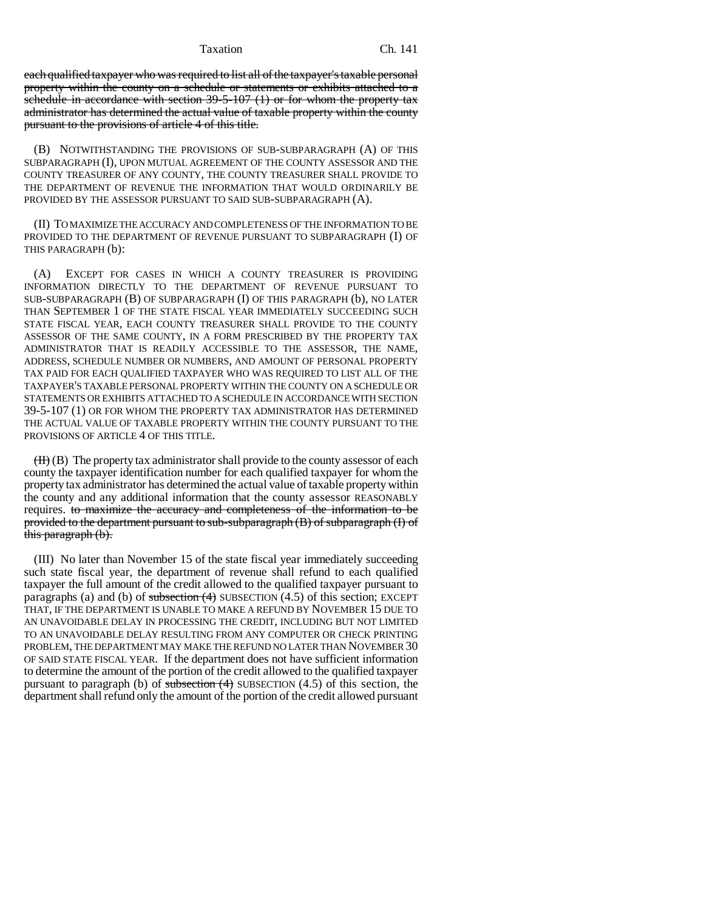~~each qualified taxpayer who was required to list all of the taxpayer's taxable personal property within the county on a schedule or statements or exhibits attached to a schedule in accordance with section 39-5-107 (1) or for whom the property tax administrator has determined the actual value of taxable property within the county pursuant to the provisions of article 4 of this title.~~

(B) NOTWITHSTANDING THE PROVISIONS OF SUB-SUBPARAGRAPH (A) OF THIS SUBPARAGRAPH (I), UPON MUTUAL AGREEMENT OF THE COUNTY ASSESSOR AND THE COUNTY TREASURER OF ANY COUNTY, THE COUNTY TREASURER SHALL PROVIDE TO THE DEPARTMENT OF REVENUE THE INFORMATION THAT WOULD ORDINARILY BE PROVIDED BY THE ASSESSOR PURSUANT TO SAID SUB-SUBPARAGRAPH (A).

(II) TO MAXIMIZE THE ACCURACY AND COMPLETENESS OF THE INFORMATION TO BE PROVIDED TO THE DEPARTMENT OF REVENUE PURSUANT TO SUBPARAGRAPH (I) OF THIS PARAGRAPH (b):

(A) EXCEPT FOR CASES IN WHICH A COUNTY TREASURER IS PROVIDING INFORMATION DIRECTLY TO THE DEPARTMENT OF REVENUE PURSUANT TO SUB-SUBPARAGRAPH (B) OF SUBPARAGRAPH (I) OF THIS PARAGRAPH (b), NO LATER THAN SEPTEMBER 1 OF THE STATE FISCAL YEAR IMMEDIATELY SUCCEEDING SUCH STATE FISCAL YEAR, EACH COUNTY TREASURER SHALL PROVIDE TO THE COUNTY ASSESSOR OF THE SAME COUNTY, IN A FORM PRESCRIBED BY THE PROPERTY TAX ADMINISTRATOR THAT IS READILY ACCESSIBLE TO THE ASSESSOR, THE NAME, ADDRESS, SCHEDULE NUMBER OR NUMBERS, AND AMOUNT OF PERSONAL PROPERTY TAX PAID FOR EACH QUALIFIED TAXPAYER WHO WAS REQUIRED TO LIST ALL OF THE TAXPAYER'S TAXABLE PERSONAL PROPERTY WITHIN THE COUNTY ON A SCHEDULE OR STATEMENTS OR EXHIBITS ATTACHED TO A SCHEDULE IN ACCORDANCE WITH SECTION 39-5-107 (1) OR FOR WHOM THE PROPERTY TAX ADMINISTRATOR HAS DETERMINED THE ACTUAL VALUE OF TAXABLE PROPERTY WITHIN THE COUNTY PURSUANT TO THE PROVISIONS OF ARTICLE 4 OF THIS TITLE.

~~(II)~~ (B) The property tax administrator shall provide to the county assessor of each county the taxpayer identification number for each qualified taxpayer for whom the property tax administrator has determined the actual value of taxable property within the county and any additional information that the county assessor REASONABLY requires. ~~to maximize the accuracy and completeness of the information to be provided to the department pursuant to sub-subparagraph (B) of subparagraph (I) of this paragraph (b).~~

(III) No later than November 15 of the state fiscal year immediately succeeding such state fiscal year, the department of revenue shall refund to each qualified taxpayer the full amount of the credit allowed to the qualified taxpayer pursuant to paragraphs (a) and (b) of ~~subsection (4)~~ SUBSECTION (4.5) of this section; EXCEPT THAT, IF THE DEPARTMENT IS UNABLE TO MAKE A REFUND BY NOVEMBER 15 DUE TO AN UNAVOIDABLE DELAY IN PROCESSING THE CREDIT, INCLUDING BUT NOT LIMITED TO AN UNAVOIDABLE DELAY RESULTING FROM ANY COMPUTER OR CHECK PRINTING PROBLEM, THE DEPARTMENT MAY MAKE THE REFUND NO LATER THAN NOVEMBER 30 OF SAID STATE FISCAL YEAR. If the department does not have sufficient information to determine the amount of the portion of the credit allowed to the qualified taxpayer pursuant to paragraph (b) of ~~subsection (4)~~ SUBSECTION (4.5) of this section, the department shall refund only the amount of the portion of the credit allowed pursuant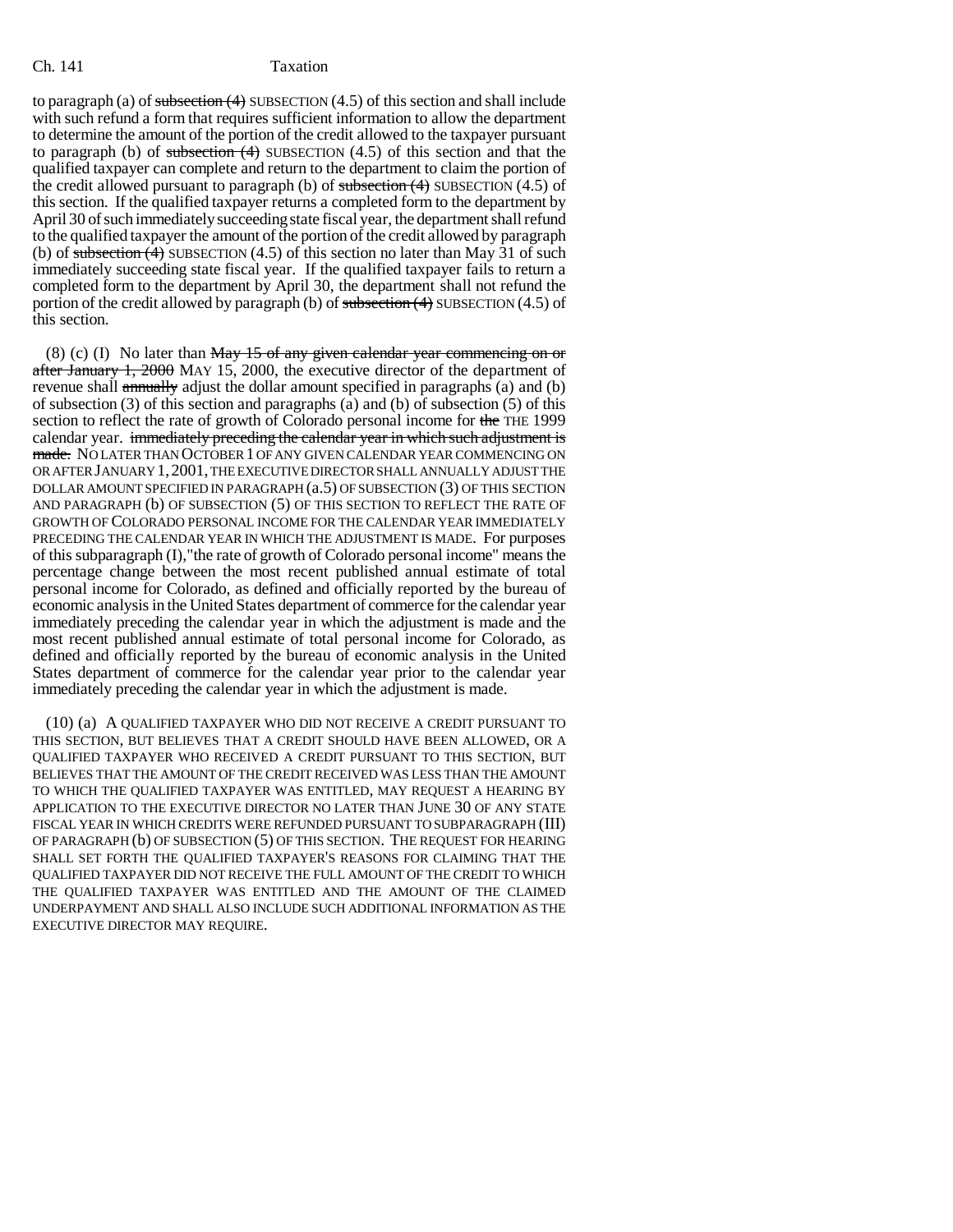to paragraph (a) of ~~subsection (4)~~ SUBSECTION (4.5) of this section and shall include with such refund a form that requires sufficient information to allow the department to determine the amount of the portion of the credit allowed to the taxpayer pursuant to paragraph (b) of ~~subsection (4)~~ SUBSECTION (4.5) of this section and that the qualified taxpayer can complete and return to the department to claim the portion of the credit allowed pursuant to paragraph (b) of ~~subsection (4)~~ SUBSECTION (4.5) of this section. If the qualified taxpayer returns a completed form to the department by April 30 of such immediately succeeding state fiscal year, the department shall refund to the qualified taxpayer the amount of the portion of the credit allowed by paragraph (b) of ~~subsection (4)~~ SUBSECTION (4.5) of this section no later than May 31 of such immediately succeeding state fiscal year. If the qualified taxpayer fails to return a completed form to the department by April 30, the department shall not refund the portion of the credit allowed by paragraph (b) of ~~subsection (4)~~ SUBSECTION (4.5) of this section.

(8) (c) (I) No later than ~~May 15 of any given calendar year commencing on or after January 1, 2000~~ MAY 15, 2000, the executive director of the department of revenue shall ~~annually~~ adjust the dollar amount specified in paragraphs (a) and (b) of subsection (3) of this section and paragraphs (a) and (b) of subsection (5) of this section to reflect the rate of growth of Colorado personal income for ~~the~~ THE 1999 calendar year. ~~immediately preceding the calendar year in which such adjustment is made.~~ NO LATER THAN OCTOBER 1 OF ANY GIVEN CALENDAR YEAR COMMENCING ON OR AFTER JANUARY 1, 2001, THE EXECUTIVE DIRECTOR SHALL ANNUALLY ADJUST THE DOLLAR AMOUNT SPECIFIED IN PARAGRAPH (a.5) OF SUBSECTION (3) OF THIS SECTION AND PARAGRAPH (b) OF SUBSECTION (5) OF THIS SECTION TO REFLECT THE RATE OF GROWTH OF COLORADO PERSONAL INCOME FOR THE CALENDAR YEAR IMMEDIATELY PRECEDING THE CALENDAR YEAR IN WHICH THE ADJUSTMENT IS MADE. For purposes of this subparagraph (I),"the rate of growth of Colorado personal income" means the percentage change between the most recent published annual estimate of total personal income for Colorado, as defined and officially reported by the bureau of economic analysis in the United States department of commerce for the calendar year immediately preceding the calendar year in which the adjustment is made and the most recent published annual estimate of total personal income for Colorado, as defined and officially reported by the bureau of economic analysis in the United States department of commerce for the calendar year prior to the calendar year immediately preceding the calendar year in which the adjustment is made.

(10) (a) A QUALIFIED TAXPAYER WHO DID NOT RECEIVE A CREDIT PURSUANT TO THIS SECTION, BUT BELIEVES THAT A CREDIT SHOULD HAVE BEEN ALLOWED, OR A QUALIFIED TAXPAYER WHO RECEIVED A CREDIT PURSUANT TO THIS SECTION, BUT BELIEVES THAT THE AMOUNT OF THE CREDIT RECEIVED WAS LESS THAN THE AMOUNT TO WHICH THE QUALIFIED TAXPAYER WAS ENTITLED, MAY REQUEST A HEARING BY APPLICATION TO THE EXECUTIVE DIRECTOR NO LATER THAN JUNE 30 OF ANY STATE FISCAL YEAR IN WHICH CREDITS WERE REFUNDED PURSUANT TO SUBPARAGRAPH (III) OF PARAGRAPH (b) OF SUBSECTION (5) OF THIS SECTION. THE REQUEST FOR HEARING SHALL SET FORTH THE QUALIFIED TAXPAYER'S REASONS FOR CLAIMING THAT THE QUALIFIED TAXPAYER DID NOT RECEIVE THE FULL AMOUNT OF THE CREDIT TO WHICH THE QUALIFIED TAXPAYER WAS ENTITLED AND THE AMOUNT OF THE CLAIMED UNDERPAYMENT AND SHALL ALSO INCLUDE SUCH ADDITIONAL INFORMATION AS THE EXECUTIVE DIRECTOR MAY REQUIRE.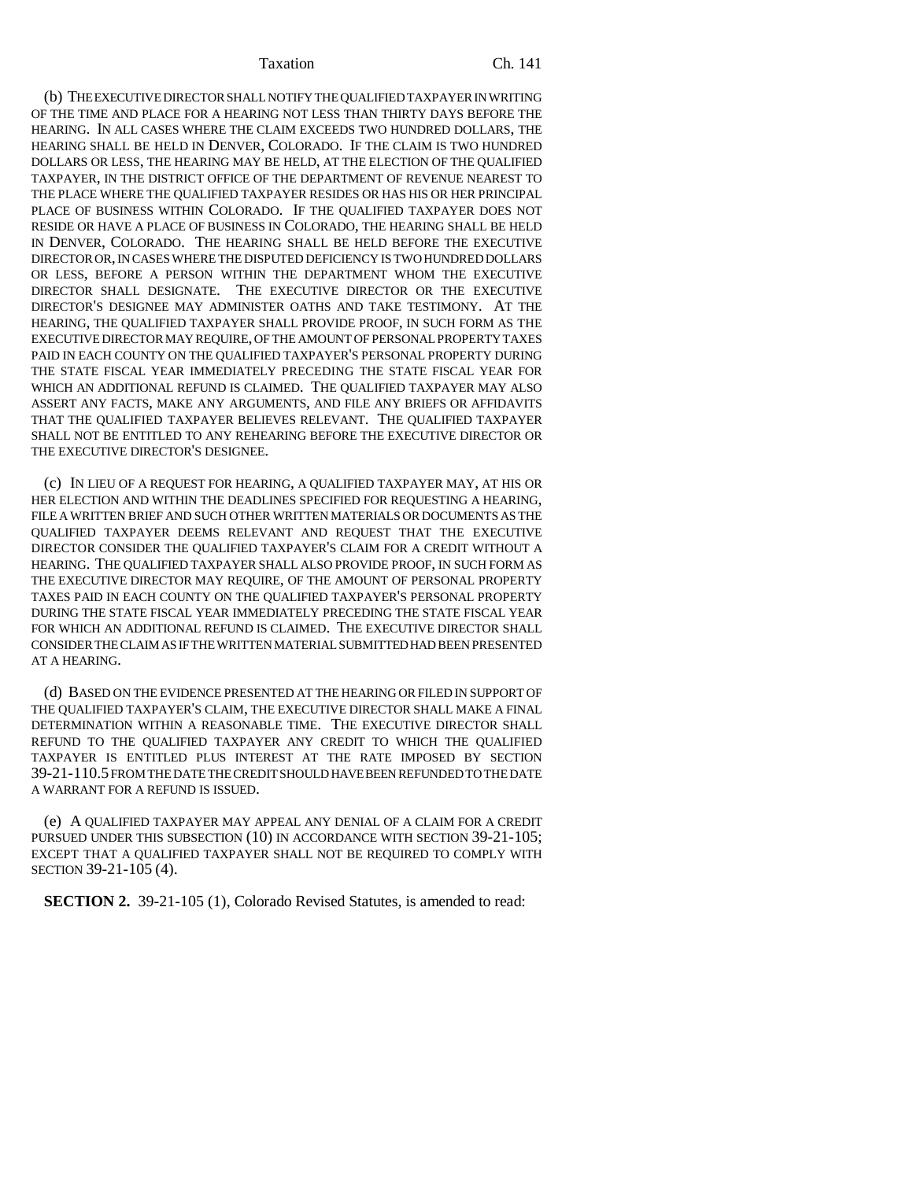(b) THE EXECUTIVE DIRECTOR SHALL NOTIFY THE QUALIFIED TAXPAYER IN WRITING OF THE TIME AND PLACE FOR A HEARING NOT LESS THAN THIRTY DAYS BEFORE THE HEARING. IN ALL CASES WHERE THE CLAIM EXCEEDS TWO HUNDRED DOLLARS, THE HEARING SHALL BE HELD IN DENVER, COLORADO. IF THE CLAIM IS TWO HUNDRED DOLLARS OR LESS, THE HEARING MAY BE HELD, AT THE ELECTION OF THE QUALIFIED TAXPAYER, IN THE DISTRICT OFFICE OF THE DEPARTMENT OF REVENUE NEAREST TO THE PLACE WHERE THE QUALIFIED TAXPAYER RESIDES OR HAS HIS OR HER PRINCIPAL PLACE OF BUSINESS WITHIN COLORADO. IF THE QUALIFIED TAXPAYER DOES NOT RESIDE OR HAVE A PLACE OF BUSINESS IN COLORADO, THE HEARING SHALL BE HELD IN DENVER, COLORADO. THE HEARING SHALL BE HELD BEFORE THE EXECUTIVE DIRECTOR OR, IN CASES WHERE THE DISPUTED DEFICIENCY IS TWO HUNDRED DOLLARS OR LESS, BEFORE A PERSON WITHIN THE DEPARTMENT WHOM THE EXECUTIVE DIRECTOR SHALL DESIGNATE. THE EXECUTIVE DIRECTOR OR THE EXECUTIVE DIRECTOR'S DESIGNEE MAY ADMINISTER OATHS AND TAKE TESTIMONY. AT THE HEARING, THE QUALIFIED TAXPAYER SHALL PROVIDE PROOF, IN SUCH FORM AS THE EXECUTIVE DIRECTOR MAY REQUIRE, OF THE AMOUNT OF PERSONAL PROPERTY TAXES PAID IN EACH COUNTY ON THE QUALIFIED TAXPAYER'S PERSONAL PROPERTY DURING THE STATE FISCAL YEAR IMMEDIATELY PRECEDING THE STATE FISCAL YEAR FOR WHICH AN ADDITIONAL REFUND IS CLAIMED. THE QUALIFIED TAXPAYER MAY ALSO ASSERT ANY FACTS, MAKE ANY ARGUMENTS, AND FILE ANY BRIEFS OR AFFIDAVITS THAT THE QUALIFIED TAXPAYER BELIEVES RELEVANT. THE QUALIFIED TAXPAYER SHALL NOT BE ENTITLED TO ANY REHEARING BEFORE THE EXECUTIVE DIRECTOR OR THE EXECUTIVE DIRECTOR'S DESIGNEE.

(c) IN LIEU OF A REQUEST FOR HEARING, A QUALIFIED TAXPAYER MAY, AT HIS OR HER ELECTION AND WITHIN THE DEADLINES SPECIFIED FOR REQUESTING A HEARING, FILE A WRITTEN BRIEF AND SUCH OTHER WRITTEN MATERIALS OR DOCUMENTS AS THE QUALIFIED TAXPAYER DEEMS RELEVANT AND REQUEST THAT THE EXECUTIVE DIRECTOR CONSIDER THE QUALIFIED TAXPAYER'S CLAIM FOR A CREDIT WITHOUT A HEARING. THE QUALIFIED TAXPAYER SHALL ALSO PROVIDE PROOF, IN SUCH FORM AS THE EXECUTIVE DIRECTOR MAY REQUIRE, OF THE AMOUNT OF PERSONAL PROPERTY TAXES PAID IN EACH COUNTY ON THE QUALIFIED TAXPAYER'S PERSONAL PROPERTY DURING THE STATE FISCAL YEAR IMMEDIATELY PRECEDING THE STATE FISCAL YEAR FOR WHICH AN ADDITIONAL REFUND IS CLAIMED. THE EXECUTIVE DIRECTOR SHALL CONSIDER THE CLAIM AS IF THE WRITTEN MATERIAL SUBMITTED HAD BEEN PRESENTED AT A HEARING.

(d) BASED ON THE EVIDENCE PRESENTED AT THE HEARING OR FILED IN SUPPORT OF THE QUALIFIED TAXPAYER'S CLAIM, THE EXECUTIVE DIRECTOR SHALL MAKE A FINAL DETERMINATION WITHIN A REASONABLE TIME. THE EXECUTIVE DIRECTOR SHALL REFUND TO THE QUALIFIED TAXPAYER ANY CREDIT TO WHICH THE QUALIFIED TAXPAYER IS ENTITLED PLUS INTEREST AT THE RATE IMPOSED BY SECTION 39-21-110.5 FROM THE DATE THE CREDIT SHOULD HAVE BEEN REFUNDED TO THE DATE A WARRANT FOR A REFUND IS ISSUED.

(e) A QUALIFIED TAXPAYER MAY APPEAL ANY DENIAL OF A CLAIM FOR A CREDIT PURSUED UNDER THIS SUBSECTION (10) IN ACCORDANCE WITH SECTION 39-21-105; EXCEPT THAT A QUALIFIED TAXPAYER SHALL NOT BE REQUIRED TO COMPLY WITH SECTION 39-21-105 (4).

**SECTION 2.** 39-21-105 (1), Colorado Revised Statutes, is amended to read: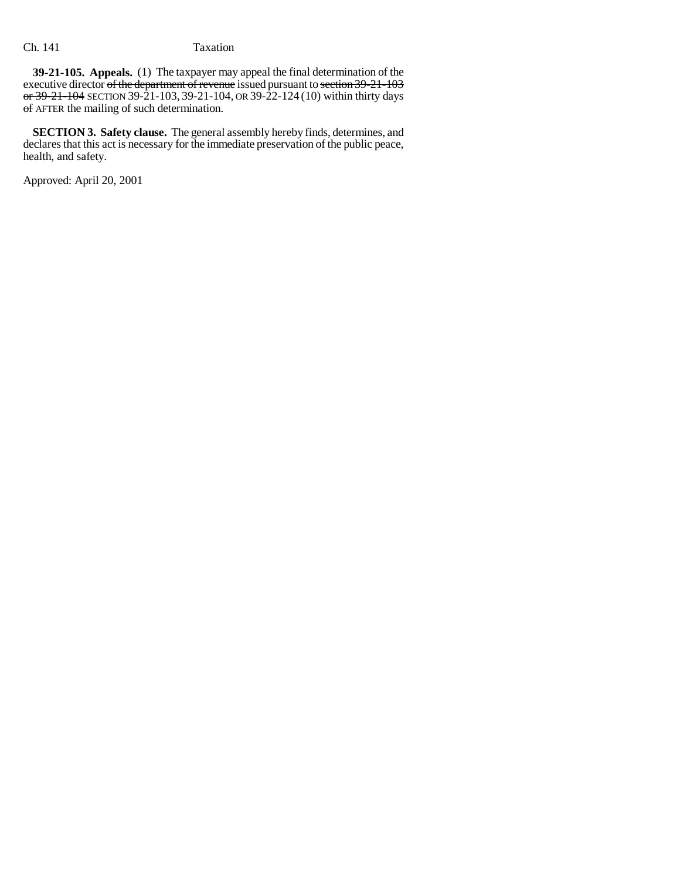**39-21-105. Appeals.** (1) The taxpayer may appeal the final determination of the executive director ~~of the department of revenue~~ issued pursuant to ~~section 39-21-103 or 39-21-104~~ SECTION 39-21-103, 39-21-104, OR 39-22-124 (10) within thirty days ~~of~~ AFTER the mailing of such determination.

**SECTION 3. Safety clause.** The general assembly hereby finds, determines, and declares that this act is necessary for the immediate preservation of the public peace, health, and safety.

Approved: April 20, 2001